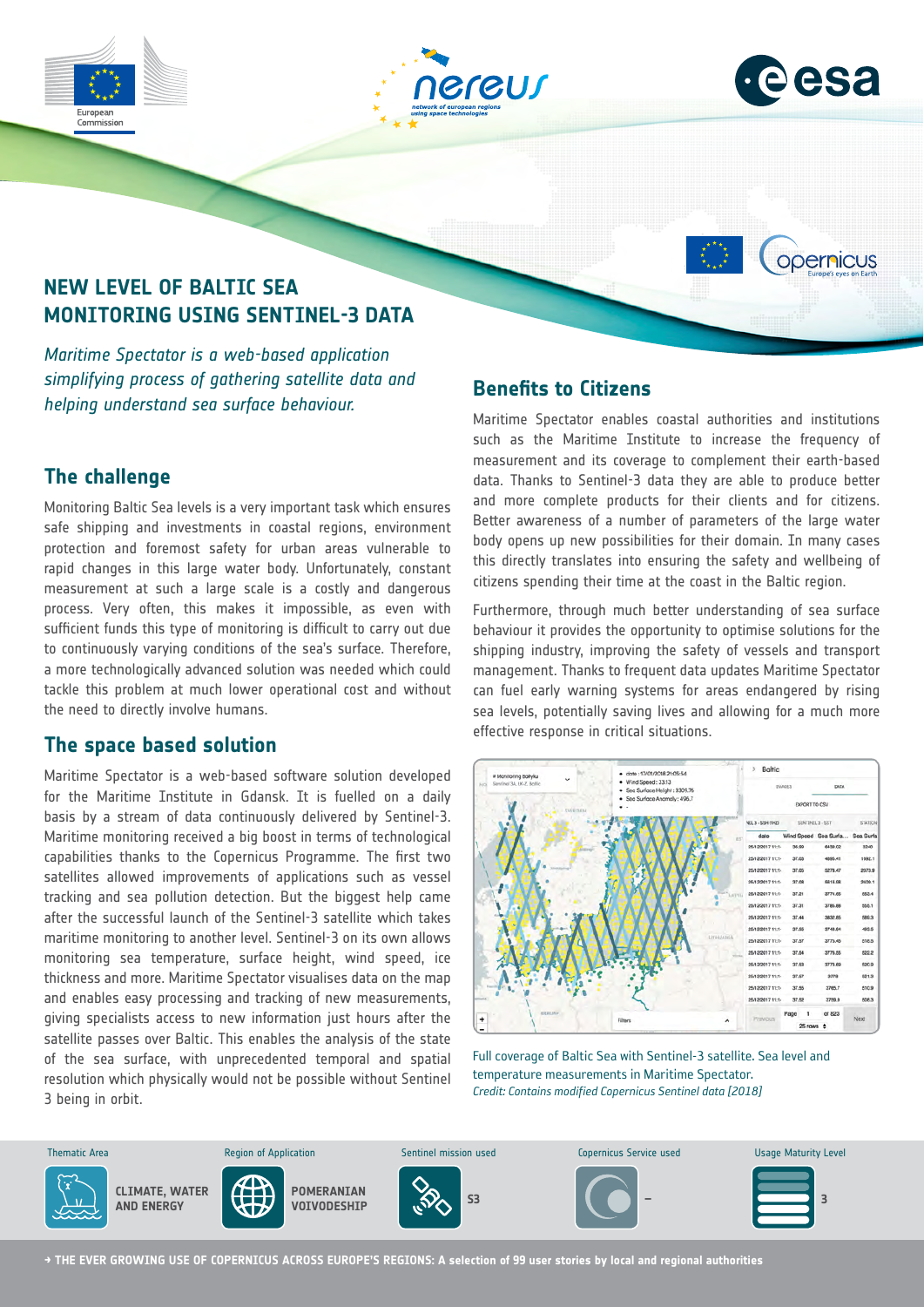# NEW LEVEL OF BALTIC SEA MONITORING USING SENTINEL-3 DATA

*Maritime Spectator is a web-based application simplifying process of gathering satellite data and helping understand sea surface behaviour.*

## The challenge

Monitoring Baltic Sea levels is a very important task which ensures safe shipping and investments in coastal regions, environment protection and foremost safety for urban areas vulnerable to rapid changes in this large water body. Unfortunately, constant measurement at such a large scale is a costly and dangerous process. Very often, this makes it impossible, as even with sufficient funds this type of monitoring is difficult to carry out due to continuously varying conditions of the sea's surface. Therefore, a more technologically advanced solution was needed which could tackle this problem at much lower operational cost and without the need to directly involve humans.

## The space based solution

Maritime Spectator is a web-based software solution developed for the Maritime Institute in Gdansk. It is fuelled on a daily basis by a stream of data continuously delivered by Sentinel-3. Maritime monitoring received a big boost in terms of technological capabilities thanks to the Copernicus Programme. The first two satellites allowed improvements of applications such as vessel tracking and sea pollution detection. But the biggest help came after the successful launch of the Sentinel-3 satellite which takes maritime monitoring to another level. Sentinel-3 on its own allows monitoring sea temperature, surface height, wind speed, ice thickness and more. Maritime Spectator visualises data on the map and enables easy processing and tracking of new measurements, giving specialists access to new information just hours after the satellite passes over Baltic. This enables the analysis of the state of the sea surface, with unprecedented temporal and spatial resolution which physically would not be possible without Sentinel 3 being in orbit.

## Benefits to Citizens

Maritime Spectator enables coastal authorities and institutions such as the Maritime Institute to increase the frequency of measurement and its coverage to complement their earth-based data. Thanks to Sentinel-3 data they are able to produce better and more complete products for their clients and for citizens. Better awareness of a number of parameters of the large water body opens up new possibilities for their domain. In many cases this directly translates into ensuring the safety and wellbeing of citizens spending their time at the coast in the Baltic region.

Furthermore, through much better understanding of sea surface behaviour it provides the opportunity to optimise solutions for the shipping industry, improving the safety of vessels and transport management. Thanks to frequent data updates Maritime Spectator can fuel early warning systems for areas endangered by rising sea levels, potentially saving lives and allowing for a much more effective response in critical situations.

Full coverage of Baltic Sea with Sentinel-3 satellite. Sea level and temperature measurements in Maritime Spectator.
*Credit: Contains modified Copernicus Sentinel data [2018]*

| Thematic Area | Region of Application | Sentinel mission used | Copernicus Service used | Usage Maturity Level |
|---|---|---|---|---|
| CLIMATE, WATER AND ENERGY | POMERANIAN VOIVODESHIP | S3 | – | 3 |

→ THE EVER GROWING USE OF COPERNICUS ACROSS EUROPE'S REGIONS: A selection of 99 user stories by local and regional authorities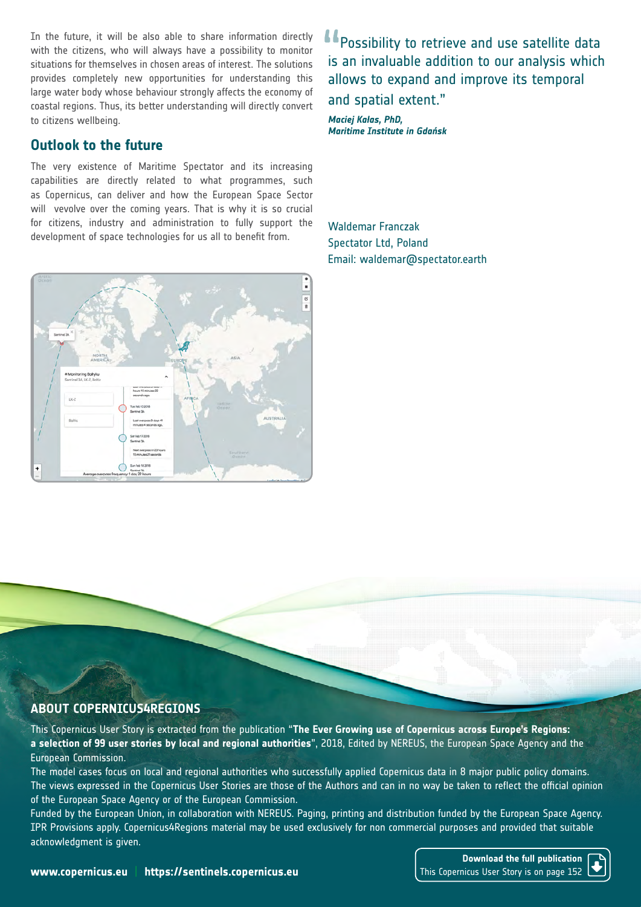In the future, it will be also able to share information directly with the citizens, who will always have a possibility to monitor situations for themselves in chosen areas of interest. The solutions provides completely new opportunities for understanding this large water body whose behaviour strongly affects the economy of coastal regions. Thus, its better understanding will directly convert to citizens wellbeing.

## Outlook to the future

The very existence of Maritime Spectator and its increasing capabilities are directly related to what programmes, such as Copernicus, can deliver and how the European Space Sector will vevolve over the coming years. That is why it is so crucial for citizens, industry and administration to fully support the development of space technologies for us all to benefit from.

> "Possibility to retrieve and use satellite data is an invaluable addition to our analysis which allows to expand and improve its temporal and spatial extent."
>
> ***Maciej Kalas, PhD, Maritime Institute in Gdańsk***

Waldemar Franczak
Spectator Ltd, Poland
Email: waldemar@spectator.earth

## ABOUT COPERNICUS4REGIONS

This Copernicus User Story is extracted from the publication "**The Ever Growing use of Copernicus across Europe's Regions: a selection of 99 user stories by local and regional authorities**", 2018, Edited by NEREUS, the European Space Agency and the European Commission.

The model cases focus on local and regional authorities who successfully applied Copernicus data in 8 major public policy domains. The views expressed in the Copernicus User Stories are those of the Authors and can in no way be taken to reflect the official opinion of the European Space Agency or of the European Commission.

Funded by the European Union, in collaboration with NEREUS. Paging, printing and distribution funded by the European Space Agency. IPR Provisions apply. Copernicus4Regions material may be used exclusively for non commercial purposes and provided that suitable acknowledgment is given.

**www.copernicus.eu** | **https://sentinels.copernicus.eu**

**Download the full publication**
This Copernicus User Story is on page 152